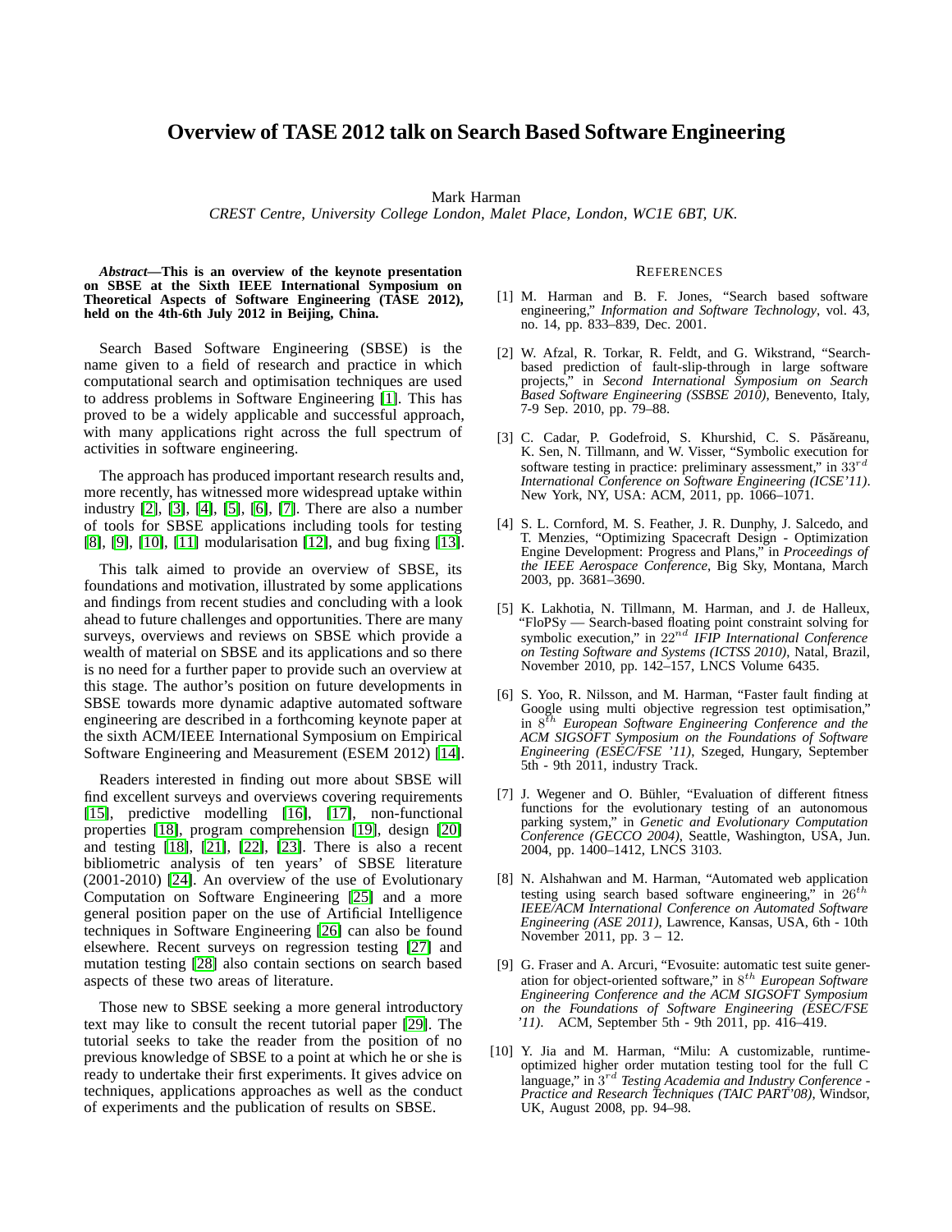# Overview of TASE 2012 talk on Search Based Software Engineering

Mark Harman
*CREST Centre, University College London, Malet Place, London, WC1E 6BT, UK.*

***Abstract*—This is an overview of the keynote presentation on SBSE at the Sixth IEEE International Symposium on Theoretical Aspects of Software Engineering (TASE 2012), held on the 4th-6th July 2012 in Beijing, China.**

Search Based Software Engineering (SBSE) is the name given to a field of research and practice in which computational search and optimisation techniques are used to address problems in Software Engineering [1]. This has proved to be a widely applicable and successful approach, with many applications right across the full spectrum of activities in software engineering.

The approach has produced important research results and, more recently, has witnessed more widespread uptake within industry [2], [3], [4], [5], [6], [7]. There are also a number of tools for SBSE applications including tools for testing [8], [9], [10], [11] modularisation [12], and bug fixing [13].

This talk aimed to provide an overview of SBSE, its foundations and motivation, illustrated by some applications and findings from recent studies and concluding with a look ahead to future challenges and opportunities. There are many surveys, overviews and reviews on SBSE which provide a wealth of material on SBSE and its applications and so there is no need for a further paper to provide such an overview at this stage. The author's position on future developments in SBSE towards more dynamic adaptive automated software engineering are described in a forthcoming keynote paper at the sixth ACM/IEEE International Symposium on Empirical Software Engineering and Measurement (ESEM 2012) [14].

Readers interested in finding out more about SBSE will find excellent surveys and overviews covering requirements [15], predictive modelling [16], [17], non-functional properties [18], program comprehension [19], design [20] and testing [18], [21], [22], [23]. There is also a recent bibliometric analysis of ten years' of SBSE literature (2001-2010) [24]. An overview of the use of Evolutionary Computation on Software Engineering [25] and a more general position paper on the use of Artificial Intelligence techniques in Software Engineering [26] can also be found elsewhere. Recent surveys on regression testing [27] and mutation testing [28] also contain sections on search based aspects of these two areas of literature.

Those new to SBSE seeking a more general introductory text may like to consult the recent tutorial paper [29]. The tutorial seeks to take the reader from the position of no previous knowledge of SBSE to a point at which he or she is ready to undertake their first experiments. It gives advice on techniques, applications approaches as well as the conduct of experiments and the publication of results on SBSE.

## References

[1] M. Harman and B. F. Jones, "Search based software engineering," *Information and Software Technology*, vol. 43, no. 14, pp. 833–839, Dec. 2001.

[2] W. Afzal, R. Torkar, R. Feldt, and G. Wikstrand, "Search-based prediction of fault-slip-through in large software projects," in *Second International Symposium on Search Based Software Engineering (SSBSE 2010)*, Benevento, Italy, 7-9 Sep. 2010, pp. 79–88.

[3] C. Cadar, P. Godefroid, S. Khurshid, C. S. Păsăreanu, K. Sen, N. Tillmann, and W. Visser, "Symbolic execution for software testing in practice: preliminary assessment," in $33^{rd}$ *International Conference on Software Engineering (ICSE'11)*. New York, NY, USA: ACM, 2011, pp. 1066–1071.

[4] S. L. Cornford, M. S. Feather, J. R. Dunphy, J. Salcedo, and T. Menzies, "Optimizing Spacecraft Design - Optimization Engine Development: Progress and Plans," in *Proceedings of the IEEE Aerospace Conference*, Big Sky, Montana, March 2003, pp. 3681–3690.

[5] K. Lakhotia, N. Tillmann, M. Harman, and J. de Halleux, "FloPSy — Search-based floating point constraint solving for symbolic execution," in $22^{nd}$ *IFIP International Conference on Testing Software and Systems (ICTSS 2010)*, Natal, Brazil, November 2010, pp. 142–157, LNCS Volume 6435.

[6] S. Yoo, R. Nilsson, and M. Harman, "Faster fault finding at Google using multi objective regression test optimisation," in $8^{th}$ *European Software Engineering Conference and the ACM SIGSOFT Symposium on the Foundations of Software Engineering (ESEC/FSE '11)*, Szeged, Hungary, September 5th - 9th 2011, industry Track.

[7] J. Wegener and O. Bühler, "Evaluation of different fitness functions for the evolutionary testing of an autonomous parking system," in *Genetic and Evolutionary Computation Conference (GECCO 2004)*, Seattle, Washington, USA, Jun. 2004, pp. 1400–1412, LNCS 3103.

[8] N. Alshahwan and M. Harman, "Automated web application testing using search based software engineering," in $26^{th}$ *IEEE/ACM International Conference on Automated Software Engineering (ASE 2011)*, Lawrence, Kansas, USA, 6th - 10th November 2011, pp. 3 – 12.

[9] G. Fraser and A. Arcuri, "Evosuite: automatic test suite generation for object-oriented software," in $8^{th}$ *European Software Engineering Conference and the ACM SIGSOFT Symposium on the Foundations of Software Engineering (ESEC/FSE '11)*. ACM, September 5th - 9th 2011, pp. 416–419.

[10] Y. Jia and M. Harman, "Milu: A customizable, runtime-optimized higher order mutation testing tool for the full C language," in $3^{rd}$ *Testing Academia and Industry Conference - Practice and Research Techniques (TAIC PART'08)*, Windsor, UK, August 2008, pp. 94–98.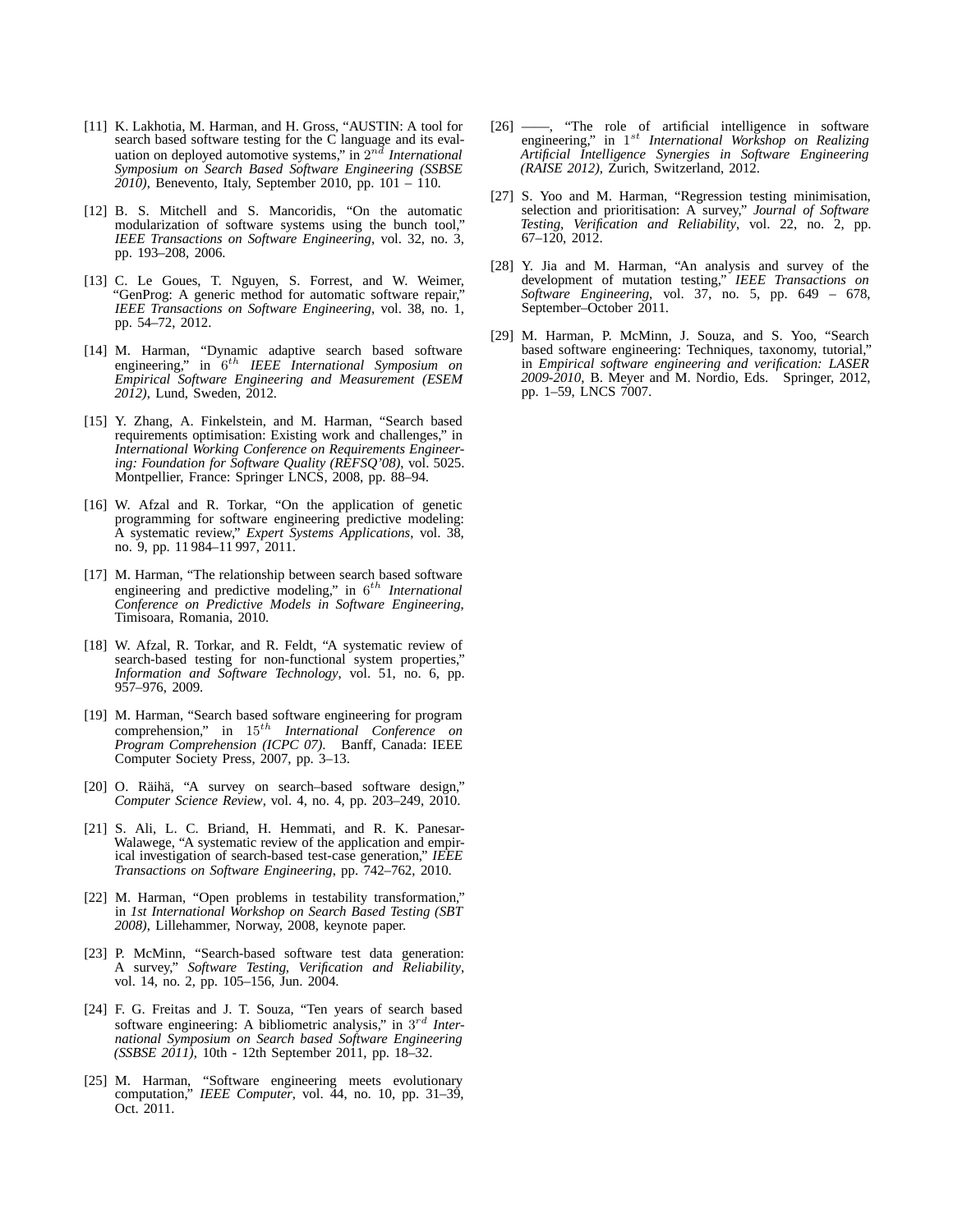[11] K. Lakhotia, M. Harman, and H. Gross, "AUSTIN: A tool for search based software testing for the C language and its evaluation on deployed automotive systems," in $2^{nd}$ *International Symposium on Search Based Software Engineering (SSBSE 2010)*, Benevento, Italy, September 2010, pp. 101 – 110.

[12] B. S. Mitchell and S. Mancoridis, "On the automatic modularization of software systems using the bunch tool," *IEEE Transactions on Software Engineering*, vol. 32, no. 3, pp. 193–208, 2006.

[13] C. Le Goues, T. Nguyen, S. Forrest, and W. Weimer, "GenProg: A generic method for automatic software repair," *IEEE Transactions on Software Engineering*, vol. 38, no. 1, pp. 54–72, 2012.

[14] M. Harman, "Dynamic adaptive search based software engineering," in $6^{th}$ *IEEE International Symposium on Empirical Software Engineering and Measurement (ESEM 2012)*, Lund, Sweden, 2012.

[15] Y. Zhang, A. Finkelstein, and M. Harman, "Search based requirements optimisation: Existing work and challenges," in *International Working Conference on Requirements Engineering: Foundation for Software Quality (REFSQ'08)*, vol. 5025. Montpellier, France: Springer LNCS, 2008, pp. 88–94.

[16] W. Afzal and R. Torkar, "On the application of genetic programming for software engineering predictive modeling: A systematic review," *Expert Systems Applications*, vol. 38, no. 9, pp. 11 984–11 997, 2011.

[17] M. Harman, "The relationship between search based software engineering and predictive modeling," in $6^{th}$ *International Conference on Predictive Models in Software Engineering*, Timisoara, Romania, 2010.

[18] W. Afzal, R. Torkar, and R. Feldt, "A systematic review of search-based testing for non-functional system properties," *Information and Software Technology*, vol. 51, no. 6, pp. 957–976, 2009.

[19] M. Harman, "Search based software engineering for program comprehension," in $15^{th}$ *International Conference on Program Comprehension (ICPC 07)*. Banff, Canada: IEEE Computer Society Press, 2007, pp. 3–13.

[20] O. Räihä, "A survey on search–based software design," *Computer Science Review*, vol. 4, no. 4, pp. 203–249, 2010.

[21] S. Ali, L. C. Briand, H. Hemmati, and R. K. Panesar-Walawege, "A systematic review of the application and empirical investigation of search-based test-case generation," *IEEE Transactions on Software Engineering*, pp. 742–762, 2010.

[22] M. Harman, "Open problems in testability transformation," in *1st International Workshop on Search Based Testing (SBT 2008)*, Lillehammer, Norway, 2008, keynote paper.

[23] P. McMinn, "Search-based software test data generation: A survey," *Software Testing, Verification and Reliability*, vol. 14, no. 2, pp. 105–156, Jun. 2004.

[24] F. G. Freitas and J. T. Souza, "Ten years of search based software engineering: A bibliometric analysis," in $3^{rd}$ *International Symposium on Search based Software Engineering (SSBSE 2011)*, 10th - 12th September 2011, pp. 18–32.

[25] M. Harman, "Software engineering meets evolutionary computation," *IEEE Computer*, vol. 44, no. 10, pp. 31–39, Oct. 2011.

[26] ——, "The role of artificial intelligence in software engineering," in $1^{st}$ *International Workshop on Realizing Artificial Intelligence Synergies in Software Engineering (RAISE 2012)*, Zurich, Switzerland, 2012.

[27] S. Yoo and M. Harman, "Regression testing minimisation, selection and prioritisation: A survey," *Journal of Software Testing, Verification and Reliability*, vol. 22, no. 2, pp. 67–120, 2012.

[28] Y. Jia and M. Harman, "An analysis and survey of the development of mutation testing," *IEEE Transactions on Software Engineering*, vol. 37, no. 5, pp. 649 – 678, September–October 2011.

[29] M. Harman, P. McMinn, J. Souza, and S. Yoo, "Search based software engineering: Techniques, taxonomy, tutorial," in *Empirical software engineering and verification: LASER 2009-2010*, B. Meyer and M. Nordio, Eds. Springer, 2012, pp. 1–59, LNCS 7007.